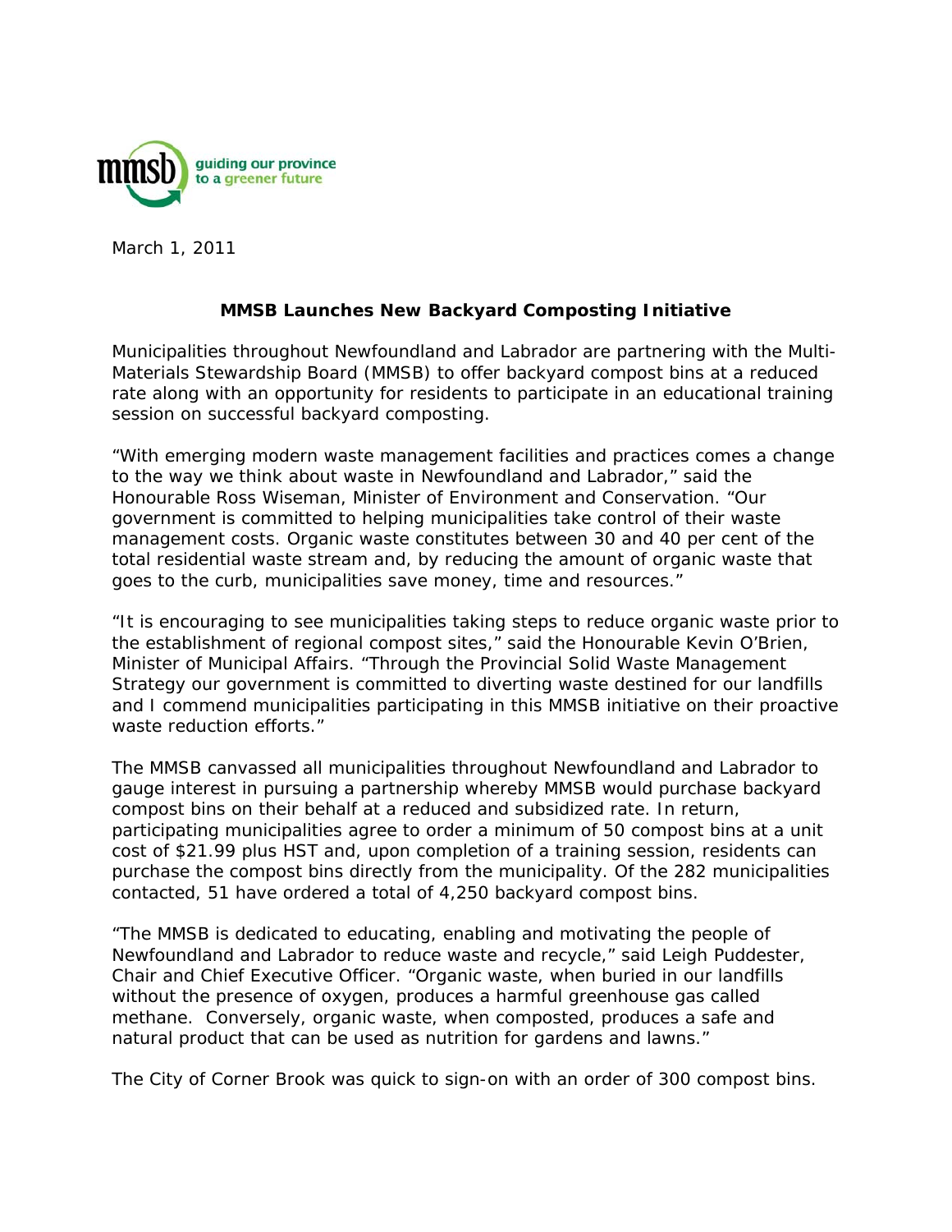mmsb guiding our province to a greener future

March 1, 2011

## MMSB Launches New Backyard Composting Initiative

Municipalities throughout Newfoundland and Labrador are partnering with the Multi-Materials Stewardship Board (MMSB) to offer backyard compost bins at a reduced rate along with an opportunity for residents to participate in an educational training session on successful backyard composting.

"With emerging modern waste management facilities and practices comes a change to the way we think about waste in Newfoundland and Labrador," said the Honourable Ross Wiseman, Minister of Environment and Conservation. "Our government is committed to helping municipalities take control of their waste management costs. Organic waste constitutes between 30 and 40 per cent of the total residential waste stream and, by reducing the amount of organic waste that goes to the curb, municipalities save money, time and resources."

"It is encouraging to see municipalities taking steps to reduce organic waste prior to the establishment of regional compost sites," said the Honourable Kevin O'Brien, Minister of Municipal Affairs. "Through the Provincial Solid Waste Management Strategy our government is committed to diverting waste destined for our landfills and I commend municipalities participating in this MMSB initiative on their proactive waste reduction efforts."

The MMSB canvassed all municipalities throughout Newfoundland and Labrador to gauge interest in pursuing a partnership whereby MMSB would purchase backyard compost bins on their behalf at a reduced and subsidized rate. In return, participating municipalities agree to order a minimum of 50 compost bins at a unit cost of $21.99 plus HST and, upon completion of a training session, residents can purchase the compost bins directly from the municipality. Of the 282 municipalities contacted, 51 have ordered a total of 4,250 backyard compost bins.

"The MMSB is dedicated to educating, enabling and motivating the people of Newfoundland and Labrador to reduce waste and recycle," said Leigh Puddester, Chair and Chief Executive Officer. "Organic waste, when buried in our landfills without the presence of oxygen, produces a harmful greenhouse gas called methane. Conversely, organic waste, when composted, produces a safe and natural product that can be used as nutrition for gardens and lawns."

The City of Corner Brook was quick to sign-on with an order of 300 compost bins.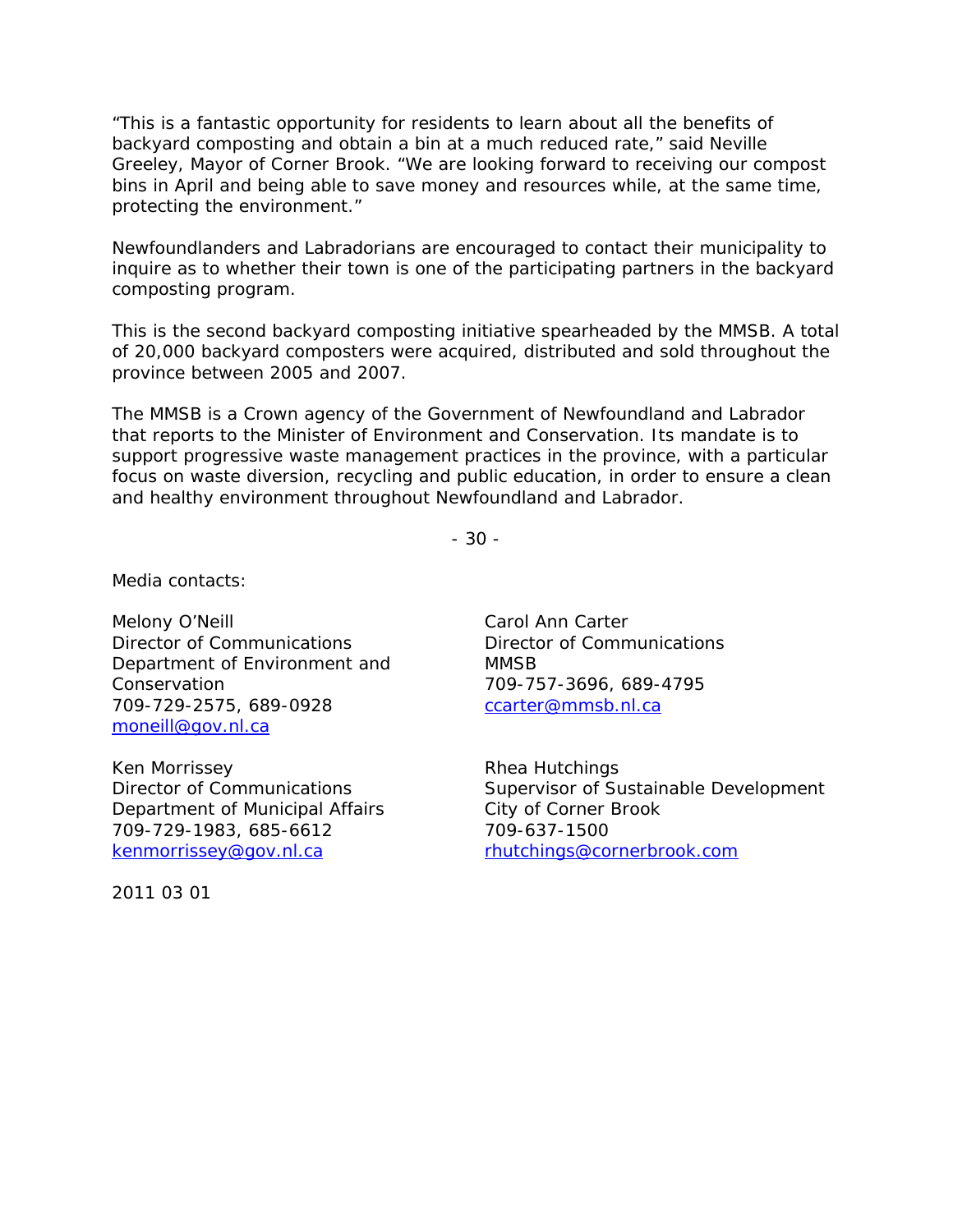"This is a fantastic opportunity for residents to learn about all the benefits of backyard composting and obtain a bin at a much reduced rate," said Neville Greeley, Mayor of Corner Brook. "We are looking forward to receiving our compost bins in April and being able to save money and resources while, at the same time, protecting the environment."

Newfoundlanders and Labradorians are encouraged to contact their municipality to inquire as to whether their town is one of the participating partners in the backyard composting program.

This is the second backyard composting initiative spearheaded by the MMSB. A total of 20,000 backyard composters were acquired, distributed and sold throughout the province between 2005 and 2007.

The MMSB is a Crown agency of the Government of Newfoundland and Labrador that reports to the Minister of Environment and Conservation. Its mandate is to support progressive waste management practices in the province, with a particular focus on waste diversion, recycling and public education, in order to ensure a clean and healthy environment throughout Newfoundland and Labrador.

\- 30 -

Media contacts:

Melony O'Neill
Director of Communications
Department of Environment and Conservation
709-729-2575, 689-0928
moneill@gov.nl.ca

Carol Ann Carter
Director of Communications
MMSB
709-757-3696, 689-4795
ccarter@mmsb.nl.ca

Ken Morrissey
Director of Communications
Department of Municipal Affairs
709-729-1983, 685-6612
kenmorrissey@gov.nl.ca

Rhea Hutchings
Supervisor of Sustainable Development
City of Corner Brook
709-637-1500
rhutchings@cornerbrook.com

2011 03 01